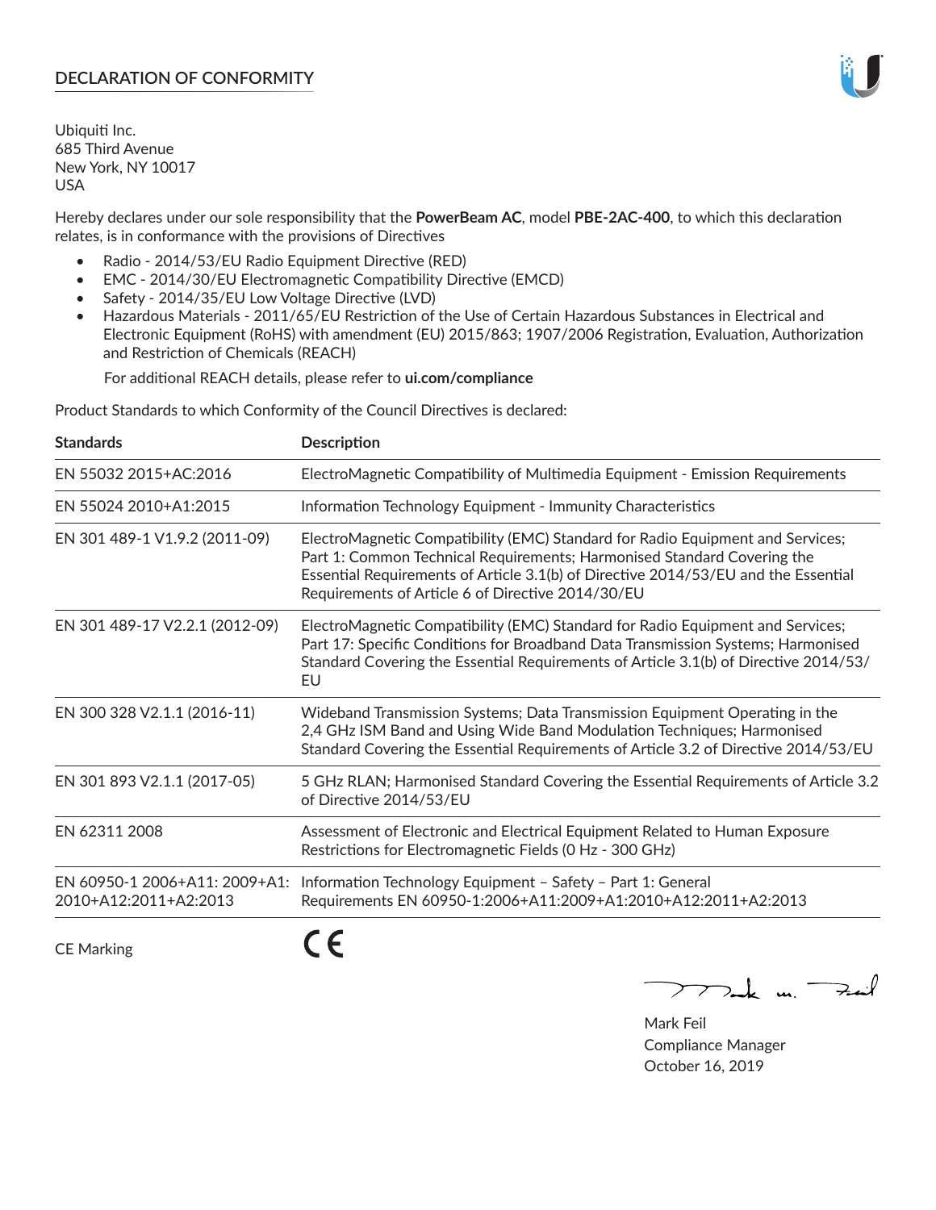## DECLARATION OF CONFORMITY

Ubiquiti Inc.
685 Third Avenue
New York, NY 10017
USA

Hereby declares under our sole responsibility that the **PowerBeam AC**, model **PBE-2AC-400**, to which this declaration relates, is in conformance with the provisions of Directives

- Radio - 2014/53/EU Radio Equipment Directive (RED)
- EMC - 2014/30/EU Electromagnetic Compatibility Directive (EMCD)
- Safety - 2014/35/EU Low Voltage Directive (LVD)
- Hazardous Materials - 2011/65/EU Restriction of the Use of Certain Hazardous Substances in Electrical and Electronic Equipment (RoHS) with amendment (EU) 2015/863; 1907/2006 Registration, Evaluation, Authorization and Restriction of Chemicals (REACH)

  For additional REACH details, please refer to **ui.com/compliance**

Product Standards to which Conformity of the Council Directives is declared:

| Standards | Description |
|---|---|
| EN 55032 2015+AC:2016 | ElectroMagnetic Compatibility of Multimedia Equipment - Emission Requirements |
| EN 55024 2010+A1:2015 | Information Technology Equipment - Immunity Characteristics |
| EN 301 489-1 V1.9.2 (2011-09) | ElectroMagnetic Compatibility (EMC) Standard for Radio Equipment and Services; Part 1: Common Technical Requirements; Harmonised Standard Covering the Essential Requirements of Article 3.1(b) of Directive 2014/53/EU and the Essential Requirements of Article 6 of Directive 2014/30/EU |
| EN 301 489-17 V2.2.1 (2012-09) | ElectroMagnetic Compatibility (EMC) Standard for Radio Equipment and Services; Part 17: Specific Conditions for Broadband Data Transmission Systems; Harmonised Standard Covering the Essential Requirements of Article 3.1(b) of Directive 2014/53/EU |
| EN 300 328 V2.1.1 (2016-11) | Wideband Transmission Systems; Data Transmission Equipment Operating in the 2,4 GHz ISM Band and Using Wide Band Modulation Techniques; Harmonised Standard Covering the Essential Requirements of Article 3.2 of Directive 2014/53/EU |
| EN 301 893 V2.1.1 (2017-05) | 5 GHz RLAN; Harmonised Standard Covering the Essential Requirements of Article 3.2 of Directive 2014/53/EU |
| EN 62311 2008 | Assessment of Electronic and Electrical Equipment Related to Human Exposure Restrictions for Electromagnetic Fields (0 Hz - 300 GHz) |
| EN 60950-1 2006+A11: 2009+A1: 2010+A12:2011+A2:2013 | Information Technology Equipment – Safety – Part 1: General Requirements EN 60950-1:2006+A11:2009+A1:2010+A12:2011+A2:2013 |

CE Marking CE

Mark Feil
Compliance Manager
October 16, 2019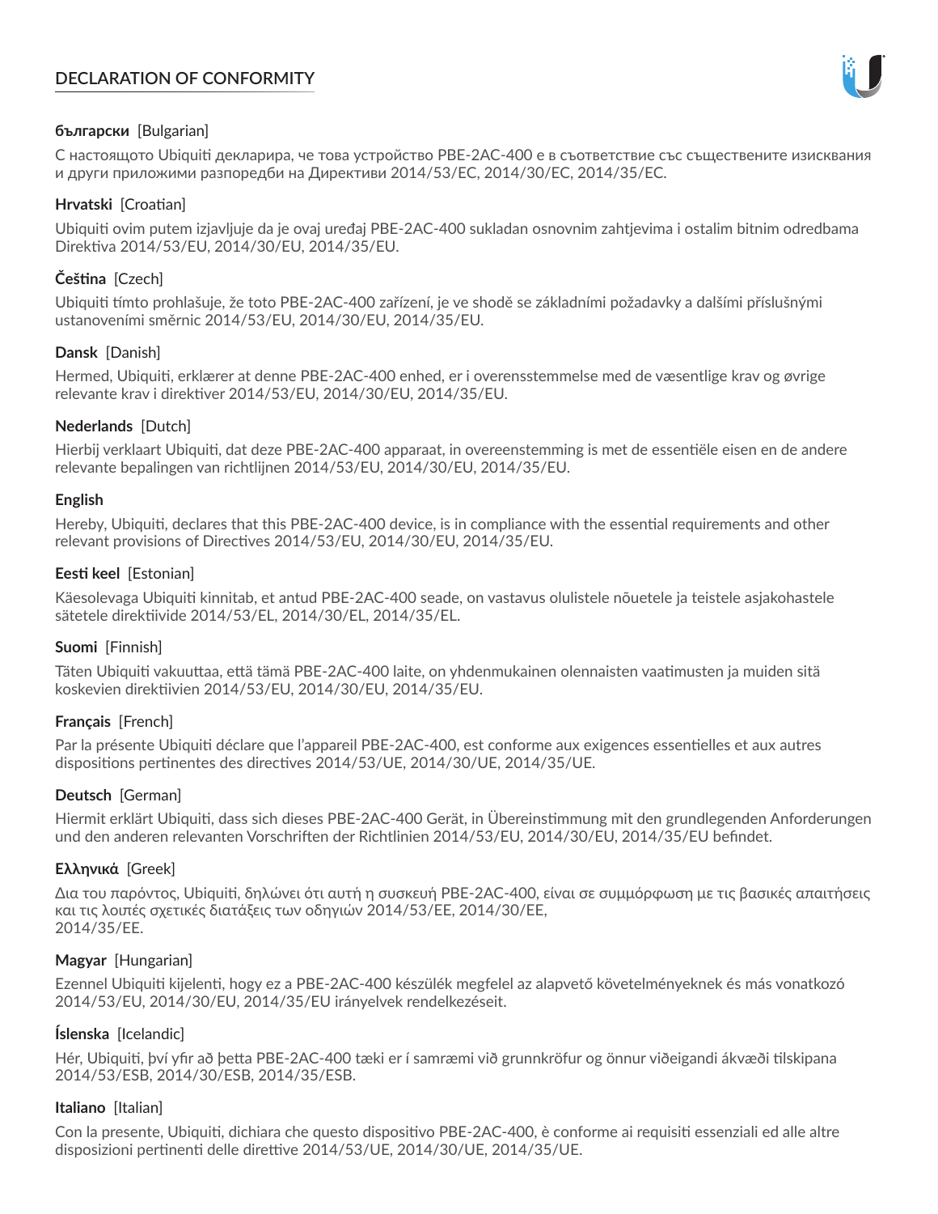# DECLARATION OF CONFORMITY

**български** [Bulgarian]

С настоящото Ubiquiti декларира, че това устройство PBE-2AC-400 е в съответствие със съществените изисквания и други приложими разпоредби на Директиви 2014/53/EC, 2014/30/ЕС, 2014/35/ЕС.

**Hrvatski** [Croatian]

Ubiquiti ovim putem izjavljuje da je ovaj uređaj PBE-2AC-400 sukladan osnovnim zahtjevima i ostalim bitnim odredbama Direktiva 2014/53/EU, 2014/30/EU, 2014/35/EU.

**Čeština** [Czech]

Ubiquiti tímto prohlašuje, že toto PBE-2AC-400 zařízení, je ve shodě se základními požadavky a dalšími příslušnými ustanoveními směrnic 2014/53/EU, 2014/30/EU, 2014/35/EU.

**Dansk** [Danish]

Hermed, Ubiquiti, erklærer at denne PBE-2AC-400 enhed, er i overensstemmelse med de væsentlige krav og øvrige relevante krav i direktiver 2014/53/EU, 2014/30/EU, 2014/35/EU.

**Nederlands** [Dutch]

Hierbij verklaart Ubiquiti, dat deze PBE-2AC-400 apparaat, in overeenstemming is met de essentiële eisen en de andere relevante bepalingen van richtlijnen 2014/53/EU, 2014/30/EU, 2014/35/EU.

**English**

Hereby, Ubiquiti, declares that this PBE-2AC-400 device, is in compliance with the essential requirements and other relevant provisions of Directives 2014/53/EU, 2014/30/EU, 2014/35/EU.

**Eesti keel** [Estonian]

Käesolevaga Ubiquiti kinnitab, et antud PBE-2AC-400 seade, on vastavus olulistele nõuetele ja teistele asjakohastele sätetele direktiivide 2014/53/EL, 2014/30/EL, 2014/35/EL.

**Suomi** [Finnish]

Täten Ubiquiti vakuuttaa, että tämä PBE-2AC-400 laite, on yhdenmukainen olennaisten vaatimusten ja muiden sitä koskevien direktiivien 2014/53/EU, 2014/30/EU, 2014/35/EU.

**Français** [French]

Par la présente Ubiquiti déclare que l'appareil PBE-2AC-400, est conforme aux exigences essentielles et aux autres dispositions pertinentes des directives 2014/53/UE, 2014/30/UE, 2014/35/UE.

**Deutsch** [German]

Hiermit erklärt Ubiquiti, dass sich dieses PBE-2AC-400 Gerät, in Übereinstimmung mit den grundlegenden Anforderungen und den anderen relevanten Vorschriften der Richtlinien 2014/53/EU, 2014/30/EU, 2014/35/EU befindet.

**Ελληνικά** [Greek]

Δια του παρόντος, Ubiquiti, δηλώνει ότι αυτή η συσκευή PBE-2AC-400, είναι σε συμμόρφωση με τις βασικές απαιτήσεις και τις λοιπές σχετικές διατάξεις των οδηγιών 2014/53/EE, 2014/30/EE, 2014/35/EE.

**Magyar** [Hungarian]

Ezennel Ubiquiti kijelenti, hogy ez a PBE-2AC-400 készülék megfelel az alapvető követelményeknek és más vonatkozó 2014/53/EU, 2014/30/EU, 2014/35/EU irányelvek rendelkezéseit.

**Íslenska** [Icelandic]

Hér, Ubiquiti, því yfir að þetta PBE-2AC-400 tæki er í samræmi við grunnkröfur og önnur viðeigandi ákvæði tilskipana 2014/53/ESB, 2014/30/ESB, 2014/35/ESB.

**Italiano** [Italian]

Con la presente, Ubiquiti, dichiara che questo dispositivo PBE-2AC-400, è conforme ai requisiti essenziali ed alle altre disposizioni pertinenti delle direttive 2014/53/UE, 2014/30/UE, 2014/35/UE.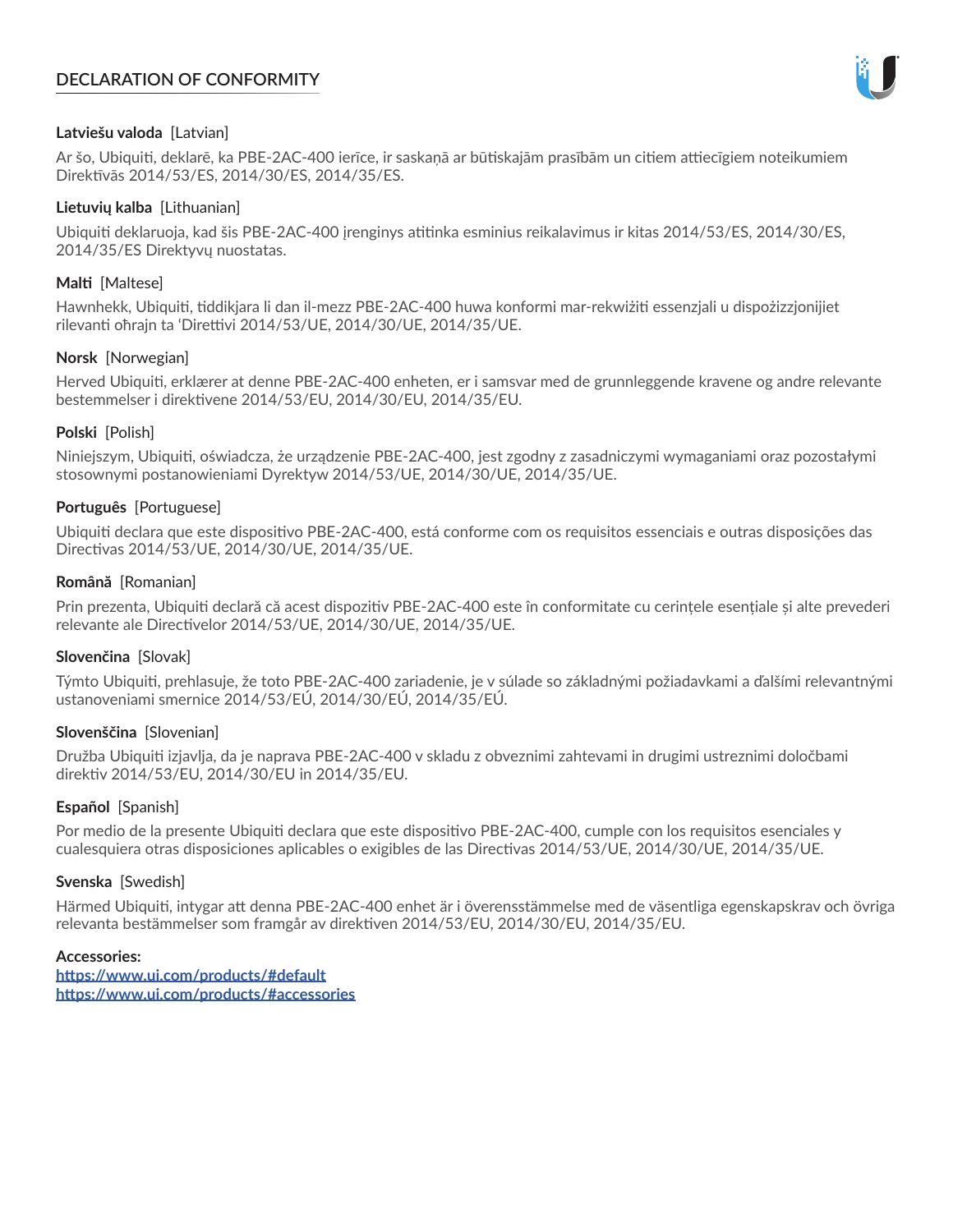# DECLARATION OF CONFORMITY

**Latviešu valoda** [Latvian]

Ar šo, Ubiquiti, deklarē, ka PBE-2AC-400 ierīce, ir saskaņā ar būtiskajām prasībām un citiem attiecīgiem noteikumiem Direktīvās 2014/53/ES, 2014/30/ES, 2014/35/ES.

**Lietuvių kalba** [Lithuanian]

Ubiquiti deklaruoja, kad šis PBE-2AC-400 įrenginys atitinka esminius reikalavimus ir kitas 2014/53/ES, 2014/30/ES, 2014/35/ES Direktyvų nuostatas.

**Malti** [Maltese]

Hawnhekk, Ubiquiti, tiddikjara li dan il-mezz PBE-2AC-400 huwa konformi mar-rekwiżiti essenzjali u dispożizzjonijiet rilevanti oħrajn ta 'Direttivi 2014/53/UE, 2014/30/UE, 2014/35/UE.

**Norsk** [Norwegian]

Herved Ubiquiti, erklærer at denne PBE-2AC-400 enheten, er i samsvar med de grunnleggende kravene og andre relevante bestemmelser i direktivene 2014/53/EU, 2014/30/EU, 2014/35/EU.

**Polski** [Polish]

Niniejszym, Ubiquiti, oświadcza, że urządzenie PBE-2AC-400, jest zgodny z zasadniczymi wymaganiami oraz pozostałymi stosownymi postanowieniami Dyrektyw 2014/53/UE, 2014/30/UE, 2014/35/UE.

**Português** [Portuguese]

Ubiquiti declara que este dispositivo PBE-2AC-400, está conforme com os requisitos essenciais e outras disposições das Directivas 2014/53/UE, 2014/30/UE, 2014/35/UE.

**Română** [Romanian]

Prin prezenta, Ubiquiti declară că acest dispozitiv PBE-2AC-400 este în conformitate cu cerințele esențiale și alte prevederi relevante ale Directivelor 2014/53/UE, 2014/30/UE, 2014/35/UE.

**Slovenčina** [Slovak]

Týmto Ubiquiti, prehlasuje, že toto PBE-2AC-400 zariadenie, je v súlade so základnými požiadavkami a ďalšími relevantnými ustanoveniami smernice 2014/53/EÚ, 2014/30/EÚ, 2014/35/EÚ.

**Slovenščina** [Slovenian]

Družba Ubiquiti izjavlja, da je naprava PBE-2AC-400 v skladu z obveznimi zahtevami in drugimi ustreznimi določbami direktiv 2014/53/EU, 2014/30/EU in 2014/35/EU.

**Español** [Spanish]

Por medio de la presente Ubiquiti declara que este dispositivo PBE-2AC-400, cumple con los requisitos esenciales y cualesquiera otras disposiciones aplicables o exigibles de las Directivas 2014/53/UE, 2014/30/UE, 2014/35/UE.

**Svenska** [Swedish]

Härmed Ubiquiti, intygar att denna PBE-2AC-400 enhet är i överensstämmelse med de väsentliga egenskapskrav och övriga relevanta bestämmelser som framgår av direktiven 2014/53/EU, 2014/30/EU, 2014/35/EU.

**Accessories:**
**https://www.ui.com/products/#default**
**https://www.ui.com/products/#accessories**